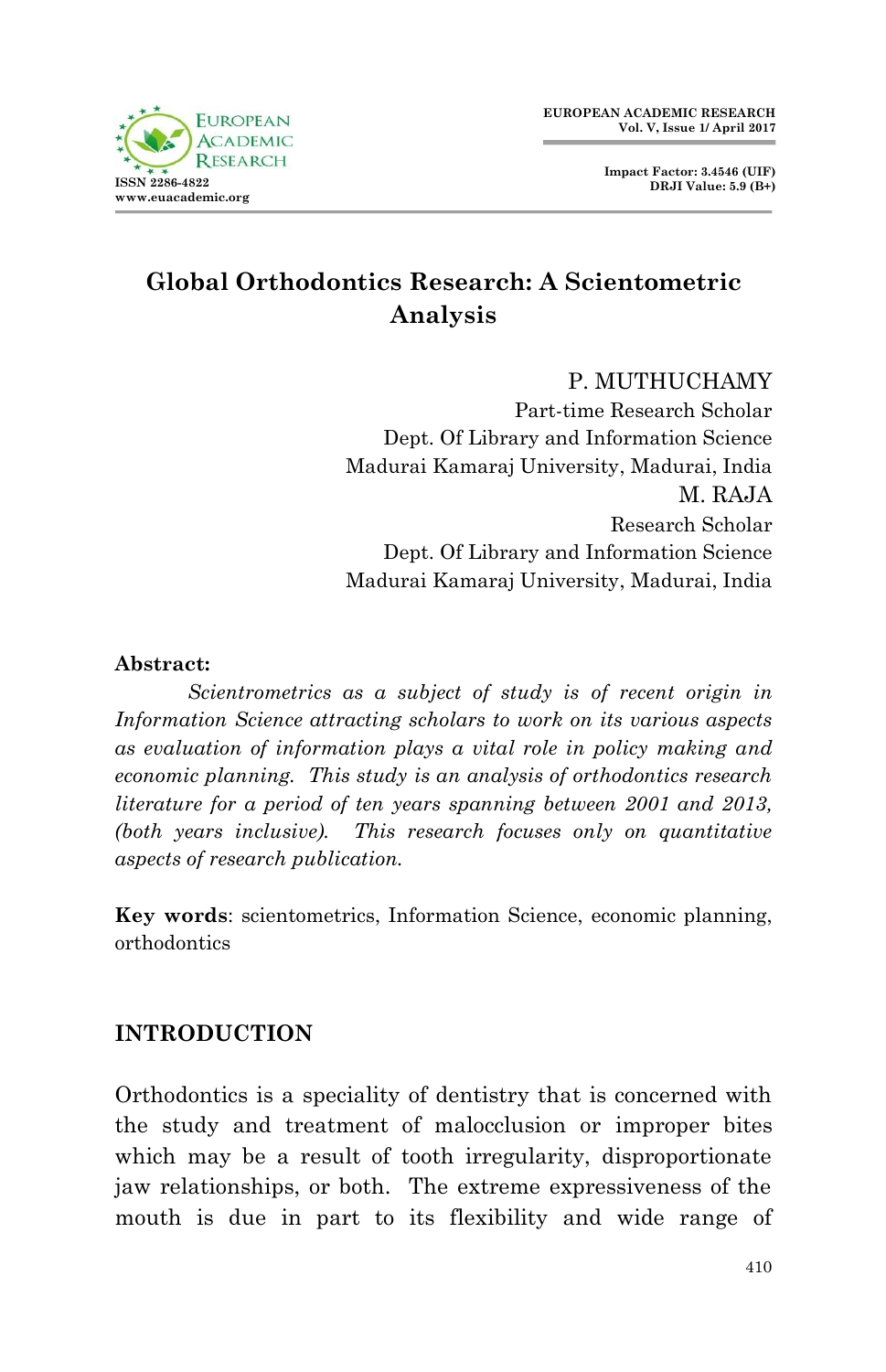# Global Orthodontics Research: A Scientometric Analysis

P. MUTHUCHAMY
Part-time Research Scholar
Dept. Of Library and Information Science
Madurai Kamaraj University, Madurai, India

M. RAJA
Research Scholar
Dept. Of Library and Information Science
Madurai Kamaraj University, Madurai, India

**Abstract:**

*Scientrometrics as a subject of study is of recent origin in Information Science attracting scholars to work on its various aspects as evaluation of information plays a vital role in policy making and economic planning. This study is an analysis of orthodontics research literature for a period of ten years spanning between 2001 and 2013, (both years inclusive). This research focuses only on quantitative aspects of research publication.*

**Key words**: scientometrics, Information Science, economic planning, orthodontics

## INTRODUCTION

Orthodontics is a speciality of dentistry that is concerned with the study and treatment of malocclusion or improper bites which may be a result of tooth irregularity, disproportionate jaw relationships, or both. The extreme expressiveness of the mouth is due in part to its flexibility and wide range of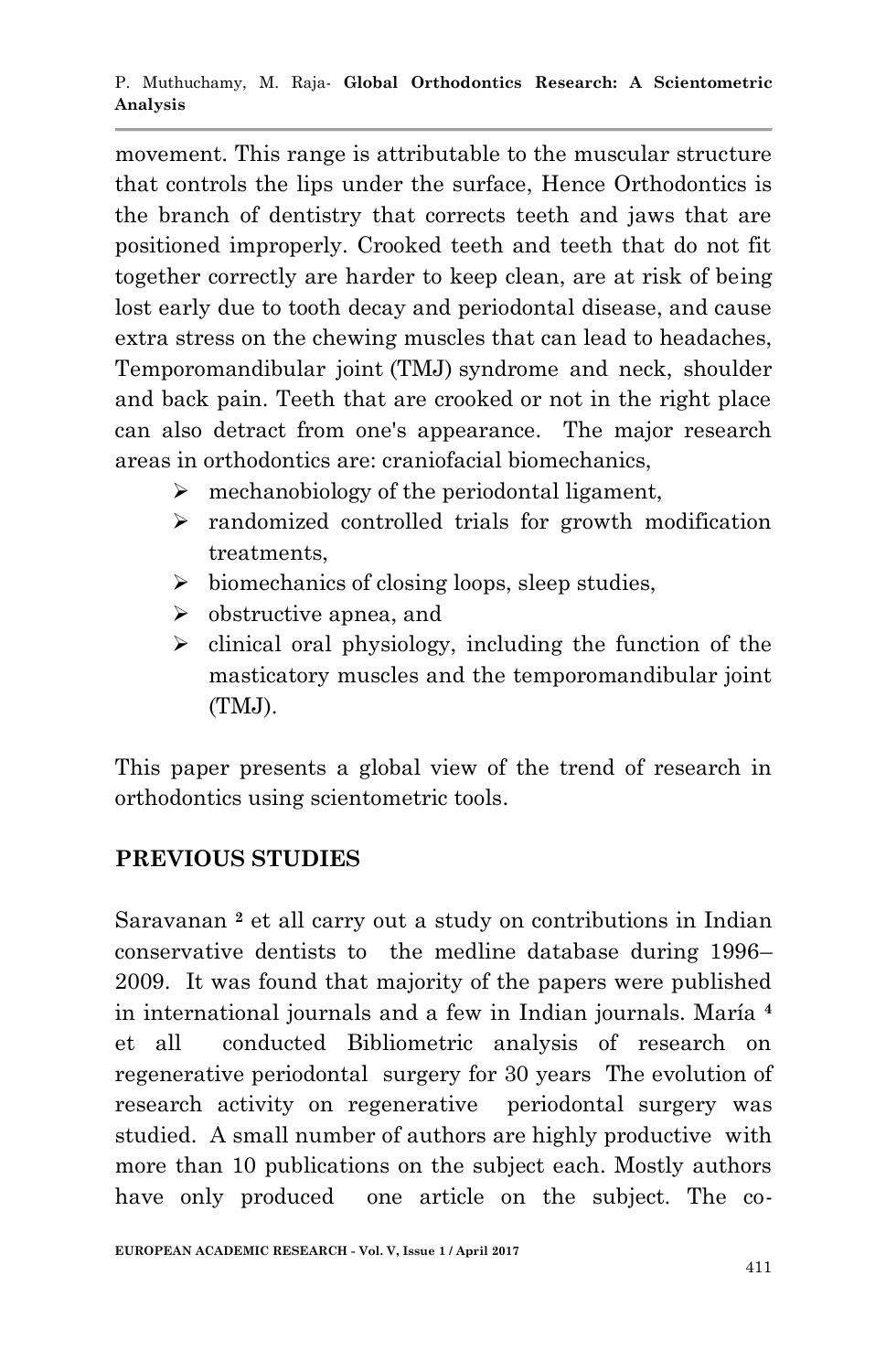movement. This range is attributable to the muscular structure that controls the lips under the surface, Hence Orthodontics is the branch of dentistry that corrects teeth and jaws that are positioned improperly. Crooked teeth and teeth that do not fit together correctly are harder to keep clean, are at risk of being lost early due to tooth decay and periodontal disease, and cause extra stress on the chewing muscles that can lead to headaches, Temporomandibular joint (TMJ) syndrome and neck, shoulder and back pain. Teeth that are crooked or not in the right place can also detract from one's appearance. The major research areas in orthodontics are: craniofacial biomechanics,

- mechanobiology of the periodontal ligament,
- randomized controlled trials for growth modification treatments,
- biomechanics of closing loops, sleep studies,
- obstructive apnea, and
- clinical oral physiology, including the function of the masticatory muscles and the temporomandibular joint (TMJ).

This paper presents a global view of the trend of research in orthodontics using scientometric tools.

## PREVIOUS STUDIES

Saravanan [2] et all carry out a study on contributions in Indian conservative dentists to the medline database during 1996–2009. It was found that majority of the papers were published in international journals and a few in Indian journals. María [4] et all conducted Bibliometric analysis of research on regenerative periodontal surgery for 30 years The evolution of research activity on regenerative periodontal surgery was studied. A small number of authors are highly productive with more than 10 publications on the subject each. Mostly authors have only produced one article on the subject. The co-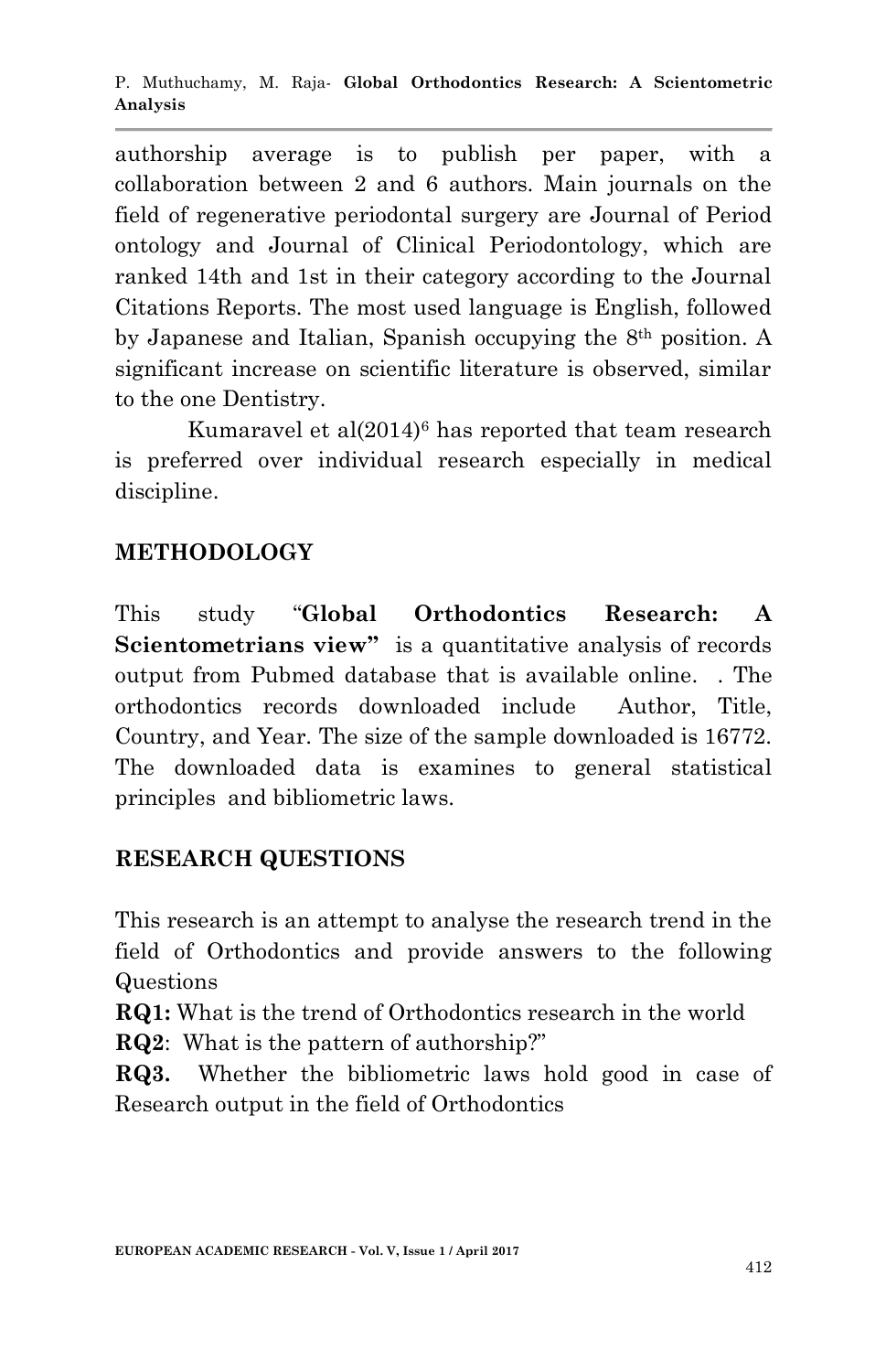authorship average is to publish per paper, with a collaboration between 2 and 6 authors. Main journals on the field of regenerative periodontal surgery are Journal of Period ontology and Journal of Clinical Periodontology, which are ranked 14th and 1st in their category according to the Journal Citations Reports. The most used language is English, followed by Japanese and Italian, Spanish occupying the 8$^{th}$ position. A significant increase on scientific literature is observed, similar to the one Dentistry.

Kumaravel et al(2014)[6] has reported that team research is preferred over individual research especially in medical discipline.

## METHODOLOGY

This study "**Global Orthodontics Research: A Scientometrians view"** is a quantitative analysis of records output from Pubmed database that is available online. . The orthodontics records downloaded include Author, Title, Country, and Year. The size of the sample downloaded is 16772. The downloaded data is examines to general statistical principles and bibliometric laws.

## RESEARCH QUESTIONS

This research is an attempt to analyse the research trend in the field of Orthodontics and provide answers to the following Questions

**RQ1:** What is the trend of Orthodontics research in the world

**RQ2**: What is the pattern of authorship?"

**RQ3.** Whether the bibliometric laws hold good in case of Research output in the field of Orthodontics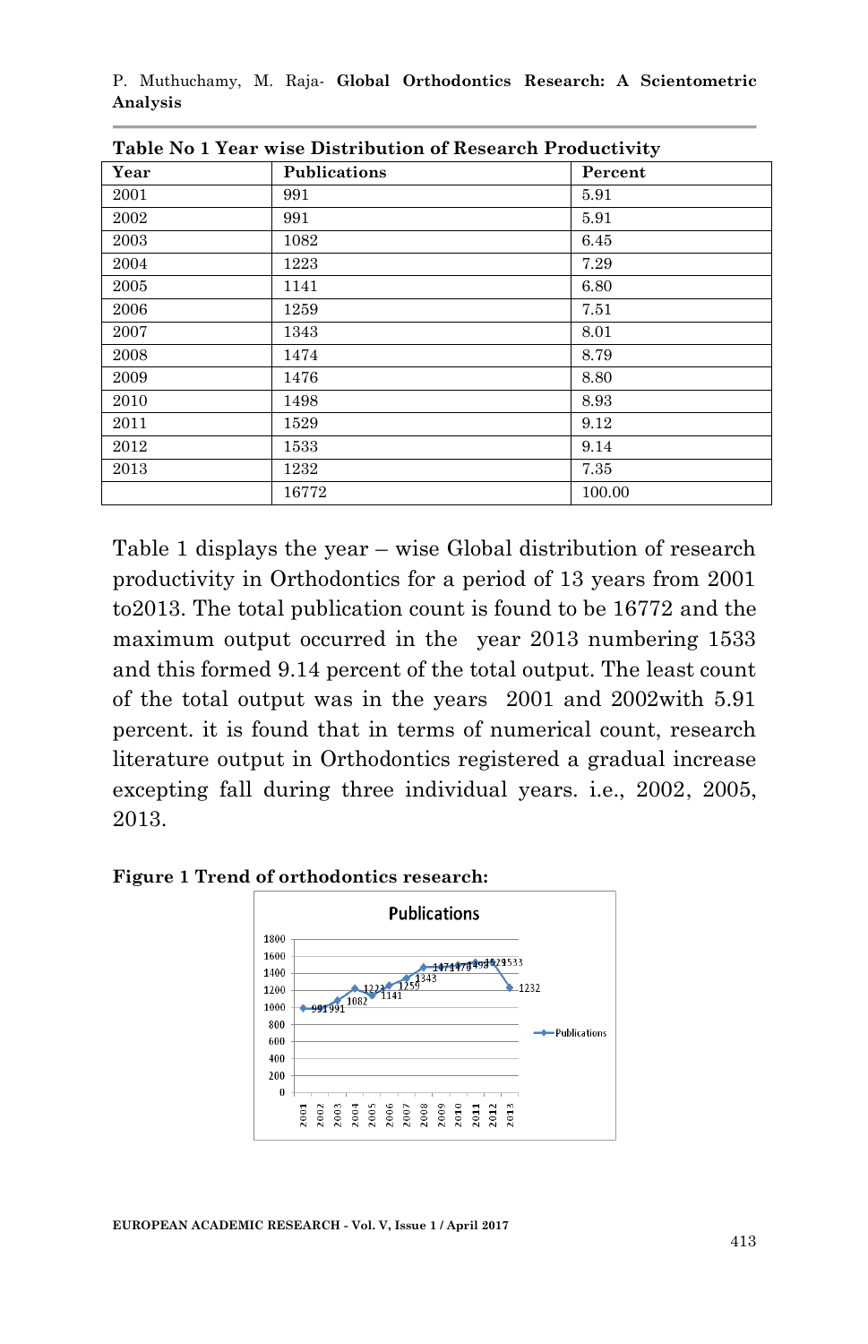**Table No 1 Year wise Distribution of Research Productivity**

| Year | Publications | Percent |
|---|---|---|
| 2001 | 991 | 5.91 |
| 2002 | 991 | 5.91 |
| 2003 | 1082 | 6.45 |
| 2004 | 1223 | 7.29 |
| 2005 | 1141 | 6.80 |
| 2006 | 1259 | 7.51 |
| 2007 | 1343 | 8.01 |
| 2008 | 1474 | 8.79 |
| 2009 | 1476 | 8.80 |
| 2010 | 1498 | 8.93 |
| 2011 | 1529 | 9.12 |
| 2012 | 1533 | 9.14 |
| 2013 | 1232 | 7.35 |
| | 16772 | 100.00 |

Table 1 displays the year – wise Global distribution of research productivity in Orthodontics for a period of 13 years from 2001 to2013. The total publication count is found to be 16772 and the maximum output occurred in the year 2013 numbering 1533 and this formed 9.14 percent of the total output. The least count of the total output was in the years 2001 and 2002with 5.91 percent. it is found that in terms of numerical count, research literature output in Orthodontics registered a gradual increase excepting fall during three individual years. i.e., 2002, 2005, 2013.

**Figure 1 Trend of orthodontics research:**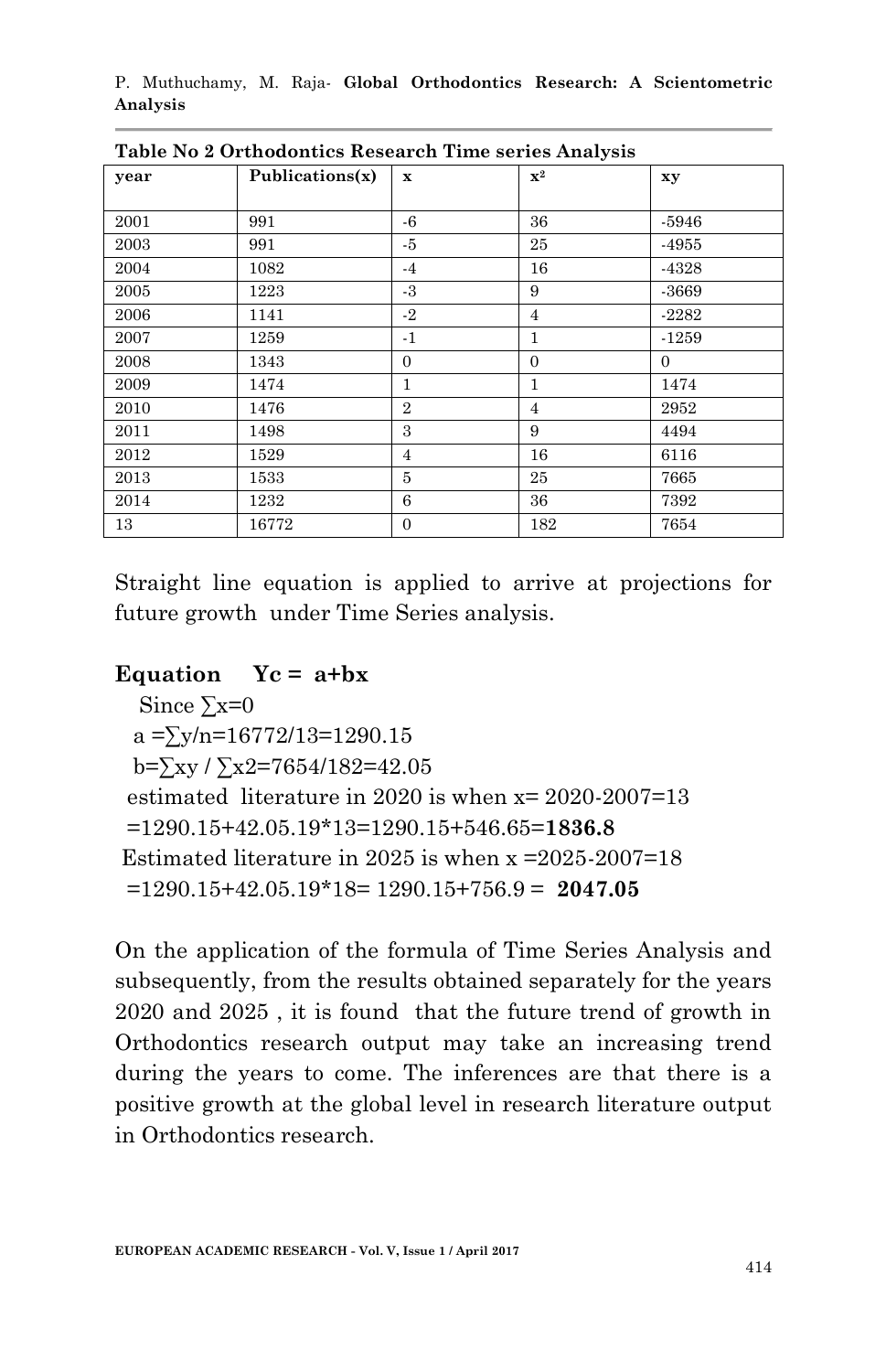**Table No 2 Orthodontics Research Time series Analysis**

| year | Publications(x) | x | $x^2$ | xy |
|---|---|---|---|---|
| 2001 | 991 | -6 | 36 | -5946 |
| 2003 | 991 | -5 | 25 | -4955 |
| 2004 | 1082 | -4 | 16 | -4328 |
| 2005 | 1223 | -3 | 9 | -3669 |
| 2006 | 1141 | -2 | 4 | -2282 |
| 2007 | 1259 | -1 | 1 | -1259 |
| 2008 | 1343 | 0 | 0 | 0 |
| 2009 | 1474 | 1 | 1 | 1474 |
| 2010 | 1476 | 2 | 4 | 2952 |
| 2011 | 1498 | 3 | 9 | 4494 |
| 2012 | 1529 | 4 | 16 | 6116 |
| 2013 | 1533 | 5 | 25 | 7665 |
| 2014 | 1232 | 6 | 36 | 7392 |
| 13 | 16772 | 0 | 182 | 7654 |

Straight line equation is applied to arrive at projections for future growth under Time Series analysis.

**Equation $Yc = a+bx$**

Since $\sum x=0$

$a = \sum y/n = 16772/13 = 1290.15$

$b = \sum xy / \sum x2 = 7654/182 = 42.05$

estimated literature in 2020 is when x= 2020-2007=13

=1290.15+42.05.19*13=1290.15+546.65=**1836.8**

Estimated literature in 2025 is when x =2025-2007=18

=1290.15+42.05.19*18= 1290.15+756.9 = **2047.05**

On the application of the formula of Time Series Analysis and subsequently, from the results obtained separately for the years 2020 and 2025 , it is found that the future trend of growth in Orthodontics research output may take an increasing trend during the years to come. The inferences are that there is a positive growth at the global level in research literature output in Orthodontics research.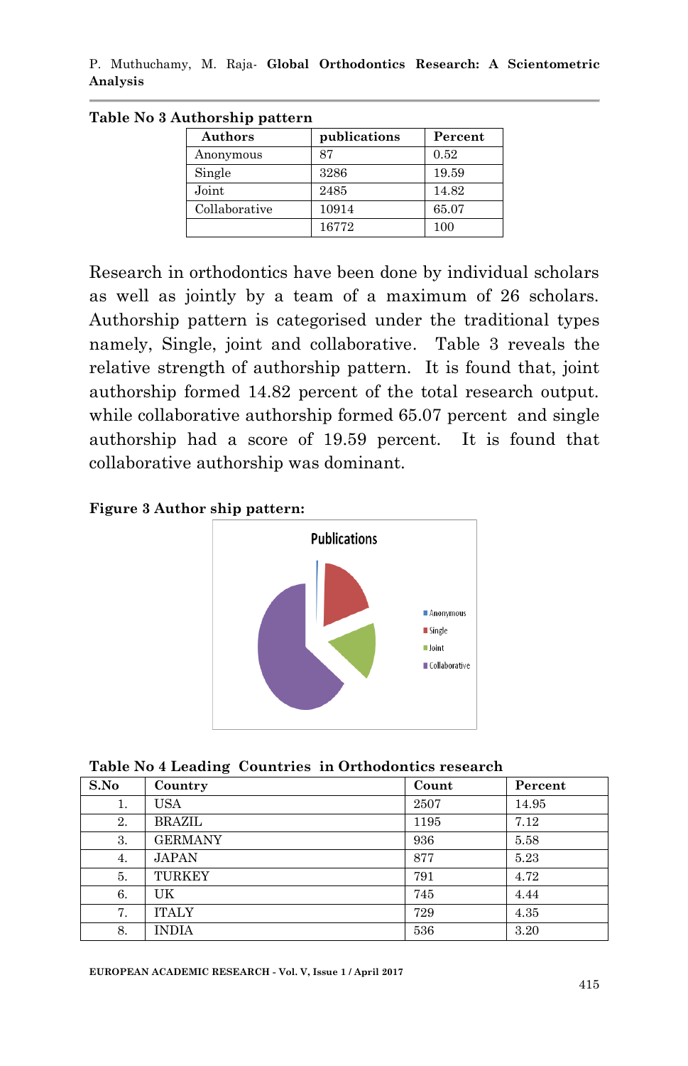**Table No 3 Authorship pattern**

| Authors | publications | Percent |
|---|---|---|
| Anonymous | 87 | 0.52 |
| Single | 3286 | 19.59 |
| Joint | 2485 | 14.82 |
| Collaborative | 10914 | 65.07 |
| | 16772 | 100 |

Research in orthodontics have been done by individual scholars as well as jointly by a team of a maximum of 26 scholars. Authorship pattern is categorised under the traditional types namely, Single, joint and collaborative. Table 3 reveals the relative strength of authorship pattern. It is found that, joint authorship formed 14.82 percent of the total research output. while collaborative authorship formed 65.07 percent and single authorship had a score of 19.59 percent. It is found that collaborative authorship was dominant.

**Figure 3 Author ship pattern:**

**Table No 4 Leading Countries in Orthodontics research**

| S.No | Country | Count | Percent |
|---|---|---|---|
| 1. | USA | 2507 | 14.95 |
| 2. | BRAZIL | 1195 | 7.12 |
| 3. | GERMANY | 936 | 5.58 |
| 4. | JAPAN | 877 | 5.23 |
| 5. | TURKEY | 791 | 4.72 |
| 6. | UK | 745 | 4.44 |
| 7. | ITALY | 729 | 4.35 |
| 8. | INDIA | 536 | 3.20 |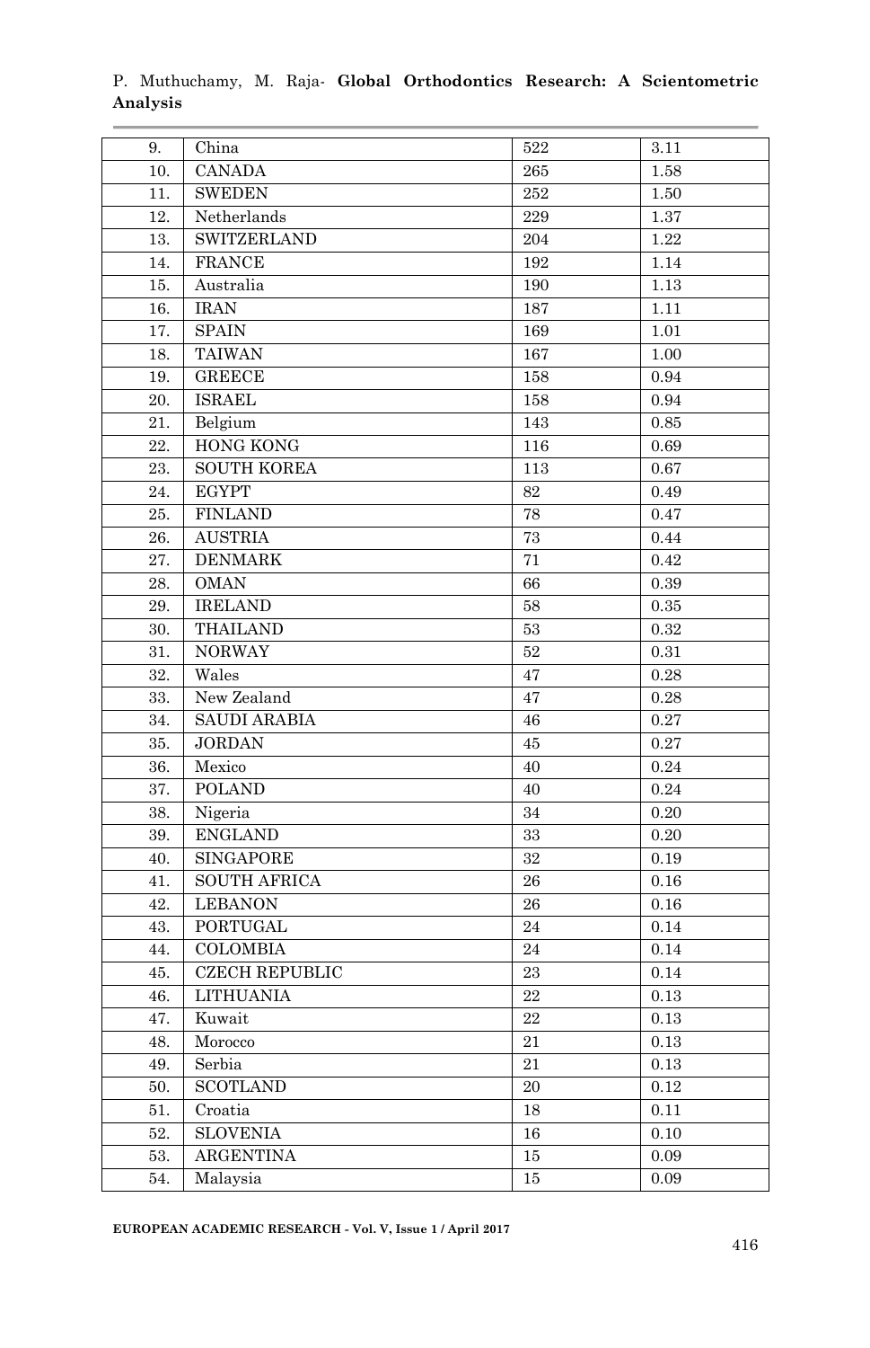| 9. | China | 522 | 3.11 |
|---|---|---|---|
| 10. | CANADA | 265 | 1.58 |
| 11. | SWEDEN | 252 | 1.50 |
| 12. | Netherlands | 229 | 1.37 |
| 13. | SWITZERLAND | 204 | 1.22 |
| 14. | FRANCE | 192 | 1.14 |
| 15. | Australia | 190 | 1.13 |
| 16. | IRAN | 187 | 1.11 |
| 17. | SPAIN | 169 | 1.01 |
| 18. | TAIWAN | 167 | 1.00 |
| 19. | GREECE | 158 | 0.94 |
| 20. | ISRAEL | 158 | 0.94 |
| 21. | Belgium | 143 | 0.85 |
| 22. | HONG KONG | 116 | 0.69 |
| 23. | SOUTH KOREA | 113 | 0.67 |
| 24. | EGYPT | 82 | 0.49 |
| 25. | FINLAND | 78 | 0.47 |
| 26. | AUSTRIA | 73 | 0.44 |
| 27. | DENMARK | 71 | 0.42 |
| 28. | OMAN | 66 | 0.39 |
| 29. | IRELAND | 58 | 0.35 |
| 30. | THAILAND | 53 | 0.32 |
| 31. | NORWAY | 52 | 0.31 |
| 32. | Wales | 47 | 0.28 |
| 33. | New Zealand | 47 | 0.28 |
| 34. | SAUDI ARABIA | 46 | 0.27 |
| 35. | JORDAN | 45 | 0.27 |
| 36. | Mexico | 40 | 0.24 |
| 37. | POLAND | 40 | 0.24 |
| 38. | Nigeria | 34 | 0.20 |
| 39. | ENGLAND | 33 | 0.20 |
| 40. | SINGAPORE | 32 | 0.19 |
| 41. | SOUTH AFRICA | 26 | 0.16 |
| 42. | LEBANON | 26 | 0.16 |
| 43. | PORTUGAL | 24 | 0.14 |
| 44. | COLOMBIA | 24 | 0.14 |
| 45. | CZECH REPUBLIC | 23 | 0.14 |
| 46. | LITHUANIA | 22 | 0.13 |
| 47. | Kuwait | 22 | 0.13 |
| 48. | Morocco | 21 | 0.13 |
| 49. | Serbia | 21 | 0.13 |
| 50. | SCOTLAND | 20 | 0.12 |
| 51. | Croatia | 18 | 0.11 |
| 52. | SLOVENIA | 16 | 0.10 |
| 53. | ARGENTINA | 15 | 0.09 |
| 54. | Malaysia | 15 | 0.09 |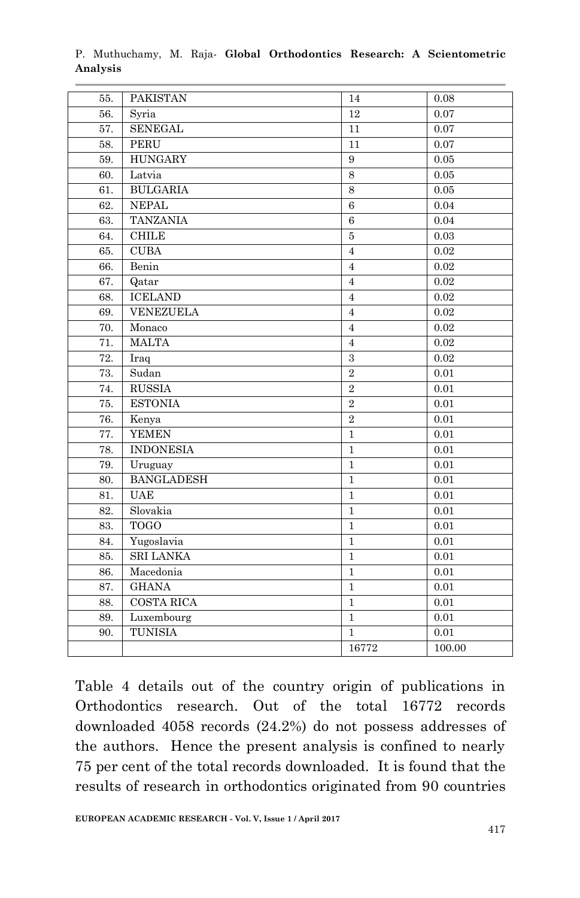| 55. | PAKISTAN | 14 | 0.08 |
|---|---|---|---|
| 56. | Syria | 12 | 0.07 |
| 57. | SENEGAL | 11 | 0.07 |
| 58. | PERU | 11 | 0.07 |
| 59. | HUNGARY | 9 | 0.05 |
| 60. | Latvia | 8 | 0.05 |
| 61. | BULGARIA | 8 | 0.05 |
| 62. | NEPAL | 6 | 0.04 |
| 63. | TANZANIA | 6 | 0.04 |
| 64. | CHILE | 5 | 0.03 |
| 65. | CUBA | 4 | 0.02 |
| 66. | Benin | 4 | 0.02 |
| 67. | Qatar | 4 | 0.02 |
| 68. | ICELAND | 4 | 0.02 |
| 69. | VENEZUELA | 4 | 0.02 |
| 70. | Monaco | 4 | 0.02 |
| 71. | MALTA | 4 | 0.02 |
| 72. | Iraq | 3 | 0.02 |
| 73. | Sudan | 2 | 0.01 |
| 74. | RUSSIA | 2 | 0.01 |
| 75. | ESTONIA | 2 | 0.01 |
| 76. | Kenya | 2 | 0.01 |
| 77. | YEMEN | 1 | 0.01 |
| 78. | INDONESIA | 1 | 0.01 |
| 79. | Uruguay | 1 | 0.01 |
| 80. | BANGLADESH | 1 | 0.01 |
| 81. | UAE | 1 | 0.01 |
| 82. | Slovakia | 1 | 0.01 |
| 83. | TOGO | 1 | 0.01 |
| 84. | Yugoslavia | 1 | 0.01 |
| 85. | SRI LANKA | 1 | 0.01 |
| 86. | Macedonia | 1 | 0.01 |
| 87. | GHANA | 1 | 0.01 |
| 88. | COSTA RICA | 1 | 0.01 |
| 89. | Luxembourg | 1 | 0.01 |
| 90. | TUNISIA | 1 | 0.01 |
| | | 16772 | 100.00 |

Table 4 details out of the country origin of publications in Orthodontics research. Out of the total 16772 records downloaded 4058 records (24.2%) do not possess addresses of the authors. Hence the present analysis is confined to nearly 75 per cent of the total records downloaded. It is found that the results of research in orthodontics originated from 90 countries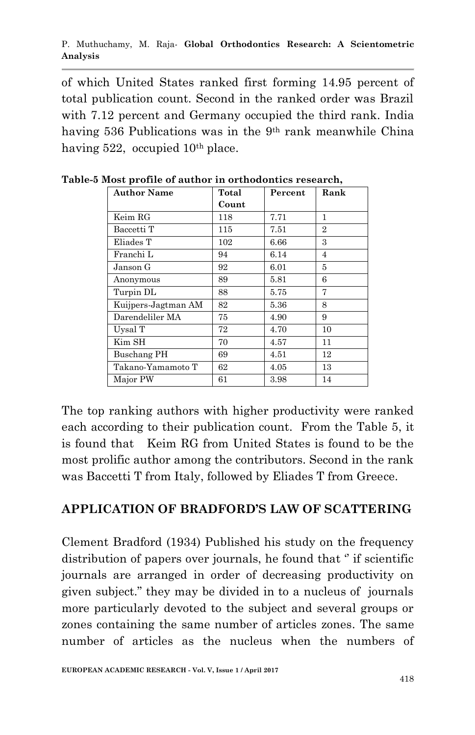of which United States ranked first forming 14.95 percent of total publication count. Second in the ranked order was Brazil with 7.12 percent and Germany occupied the third rank. India having 536 Publications was in the 9th rank meanwhile China having 522, occupied 10th place.

**Table-5 Most profile of author in orthodontics research,**

| Author Name | Total Count | Percent | Rank |
|---|---|---|---|
| Keim RG | 118 | 7.71 | 1 |
| Baccetti T | 115 | 7.51 | 2 |
| Eliades T | 102 | 6.66 | 3 |
| Franchi L | 94 | 6.14 | 4 |
| Janson G | 92 | 6.01 | 5 |
| Anonymous | 89 | 5.81 | 6 |
| Turpin DL | 88 | 5.75 | 7 |
| Kuijpers-Jagtman AM | 82 | 5.36 | 8 |
| Darendeliler MA | 75 | 4.90 | 9 |
| Uysal T | 72 | 4.70 | 10 |
| Kim SH | 70 | 4.57 | 11 |
| Buschang PH | 69 | 4.51 | 12 |
| Takano-Yamamoto T | 62 | 4.05 | 13 |
| Major PW | 61 | 3.98 | 14 |

The top ranking authors with higher productivity were ranked each according to their publication count. From the Table 5, it is found that Keim RG from United States is found to be the most prolific author among the contributors. Second in the rank was Baccetti T from Italy, followed by Eliades T from Greece.

## APPLICATION OF BRADFORD'S LAW OF SCATTERING

Clement Bradford (1934) Published his study on the frequency distribution of papers over journals, he found that '' if scientific journals are arranged in order of decreasing productivity on given subject." they may be divided in to a nucleus of journals more particularly devoted to the subject and several groups or zones containing the same number of articles zones. The same number of articles as the nucleus when the numbers of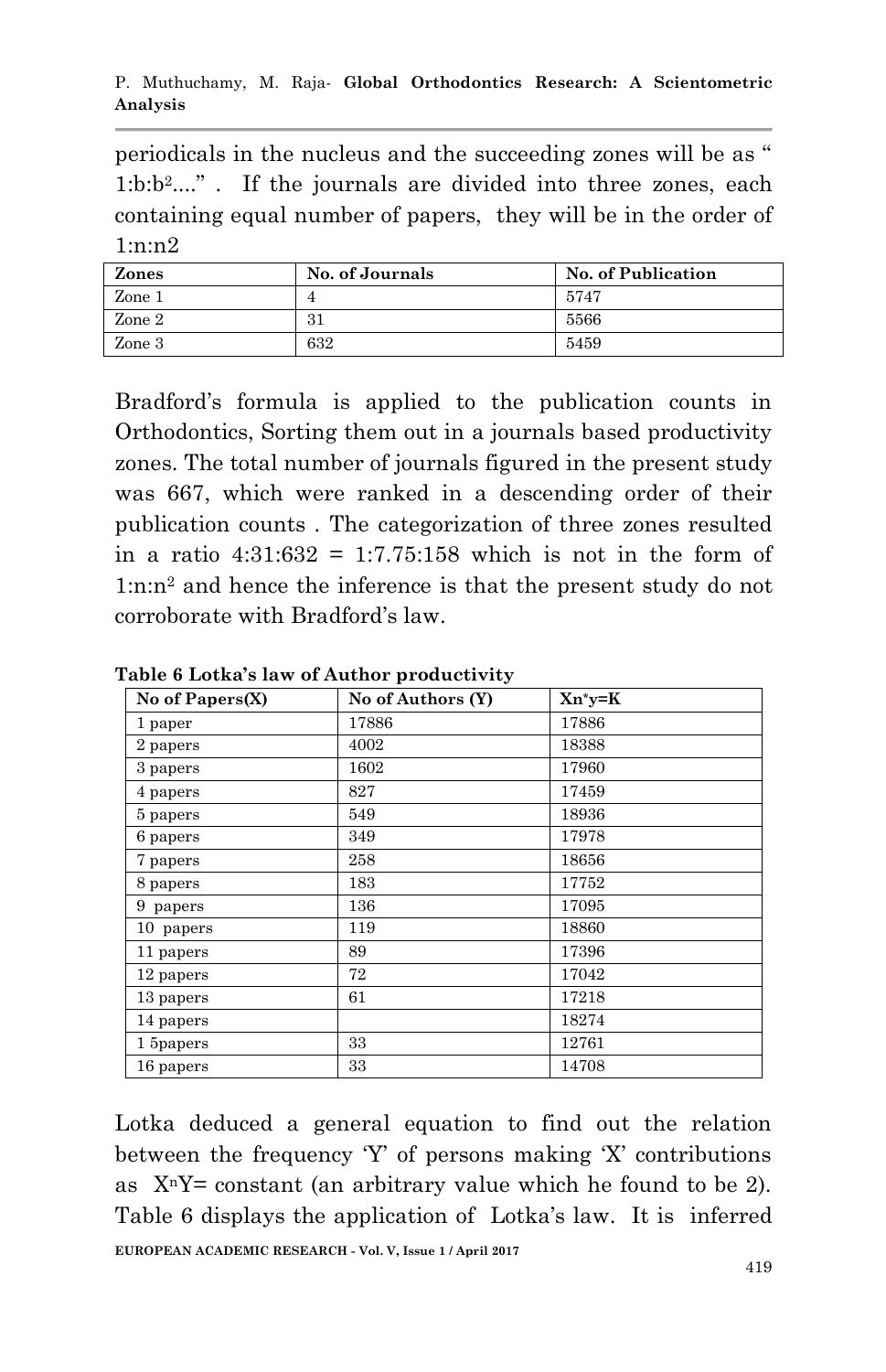periodicals in the nucleus and the succeeding zones will be as " $1:b:b^2$...." . If the journals are divided into three zones, each containing equal number of papers, they will be in the order of 1:n:n2

| Zones | No. of Journals | No. of Publication |
|---|---|---|
| Zone 1 | 4 | 5747 |
| Zone 2 | 31 | 5566 |
| Zone 3 | 632 | 5459 |

Bradford's formula is applied to the publication counts in Orthodontics, Sorting them out in a journals based productivity zones. The total number of journals figured in the present study was 667, which were ranked in a descending order of their publication counts . The categorization of three zones resulted in a ratio 4:31:632 = 1:7.75:158 which is not in the form of $1:n:n^2$ and hence the inference is that the present study do not corroborate with Bradford's law.

**Table 6 Lotka's law of Author productivity**

| No of Papers(X) | No of Authors (Y) | Xn*y=K |
|---|---|---|
| 1 paper | 17886 | 17886 |
| 2 papers | 4002 | 18388 |
| 3 papers | 1602 | 17960 |
| 4 papers | 827 | 17459 |
| 5 papers | 549 | 18936 |
| 6 papers | 349 | 17978 |
| 7 papers | 258 | 18656 |
| 8 papers | 183 | 17752 |
| 9 papers | 136 | 17095 |
| 10 papers | 119 | 18860 |
| 11 papers | 89 | 17396 |
| 12 papers | 72 | 17042 |
| 13 papers | 61 | 17218 |
| 14 papers | | 18274 |
| 1 5papers | 33 | 12761 |
| 16 papers | 33 | 14708 |

Lotka deduced a general equation to find out the relation between the frequency 'Y' of persons making 'X' contributions as $X^nY$= constant (an arbitrary value which he found to be 2). Table 6 displays the application of Lotka's law. It is inferred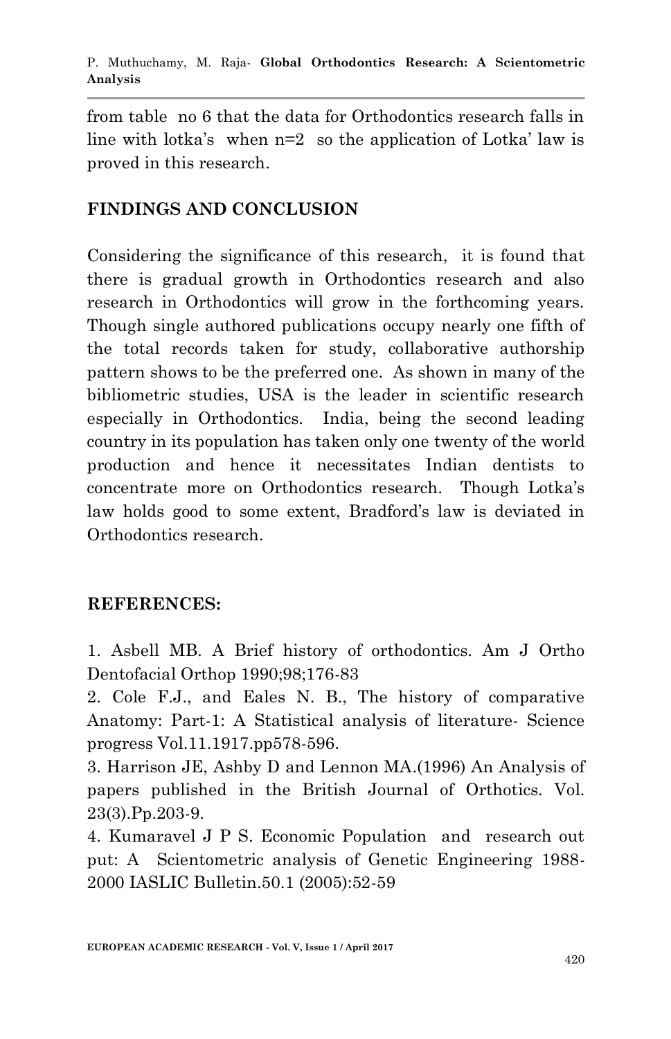from table no 6 that the data for Orthodontics research falls in line with lotka's when n=2 so the application of Lotka' law is proved in this research.

## FINDINGS AND CONCLUSION

Considering the significance of this research, it is found that there is gradual growth in Orthodontics research and also research in Orthodontics will grow in the forthcoming years. Though single authored publications occupy nearly one fifth of the total records taken for study, collaborative authorship pattern shows to be the preferred one. As shown in many of the bibliometric studies, USA is the leader in scientific research especially in Orthodontics. India, being the second leading country in its population has taken only one twenty of the world production and hence it necessitates Indian dentists to concentrate more on Orthodontics research. Though Lotka's law holds good to some extent, Bradford's law is deviated in Orthodontics research.

## REFERENCES:

1. Asbell MB. A Brief history of orthodontics. Am J Ortho Dentofacial Orthop 1990;98;176-83
2. Cole F.J., and Eales N. B., The history of comparative Anatomy: Part-1: A Statistical analysis of literature- Science progress Vol.11.1917.pp578-596.
3. Harrison JE, Ashby D and Lennon MA.(1996) An Analysis of papers published in the British Journal of Orthotics. Vol. 23(3).Pp.203-9.
4. Kumaravel J P S. Economic Population and research out put: A Scientometric analysis of Genetic Engineering 1988-2000 IASLIC Bulletin.50.1 (2005):52-59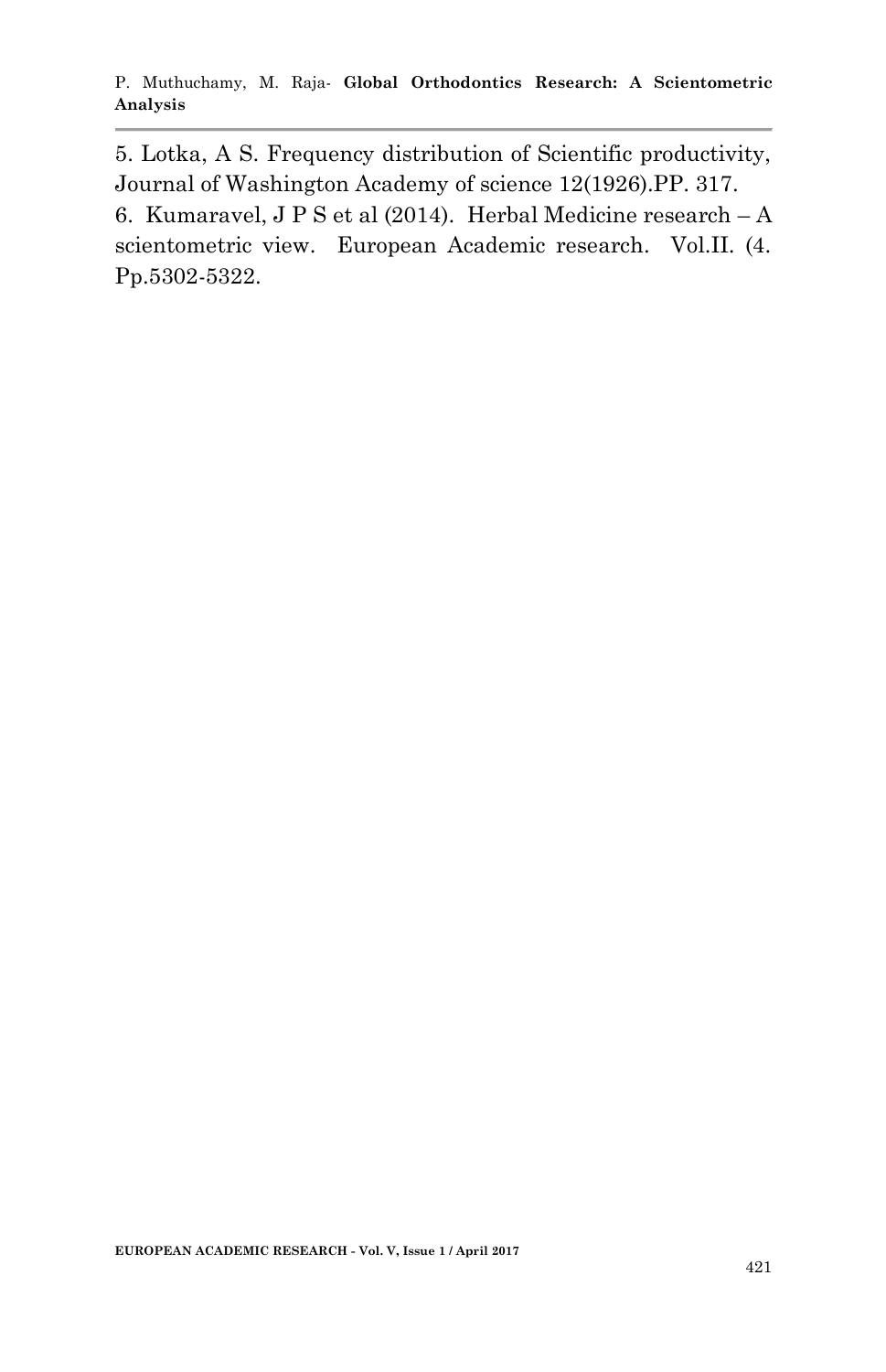5. Lotka, A S. Frequency distribution of Scientific productivity, Journal of Washington Academy of science 12(1926).PP. 317.

6. Kumaravel, J P S et al (2014). Herbal Medicine research – A scientometric view. European Academic research. Vol.II. (4. Pp.5302-5322.